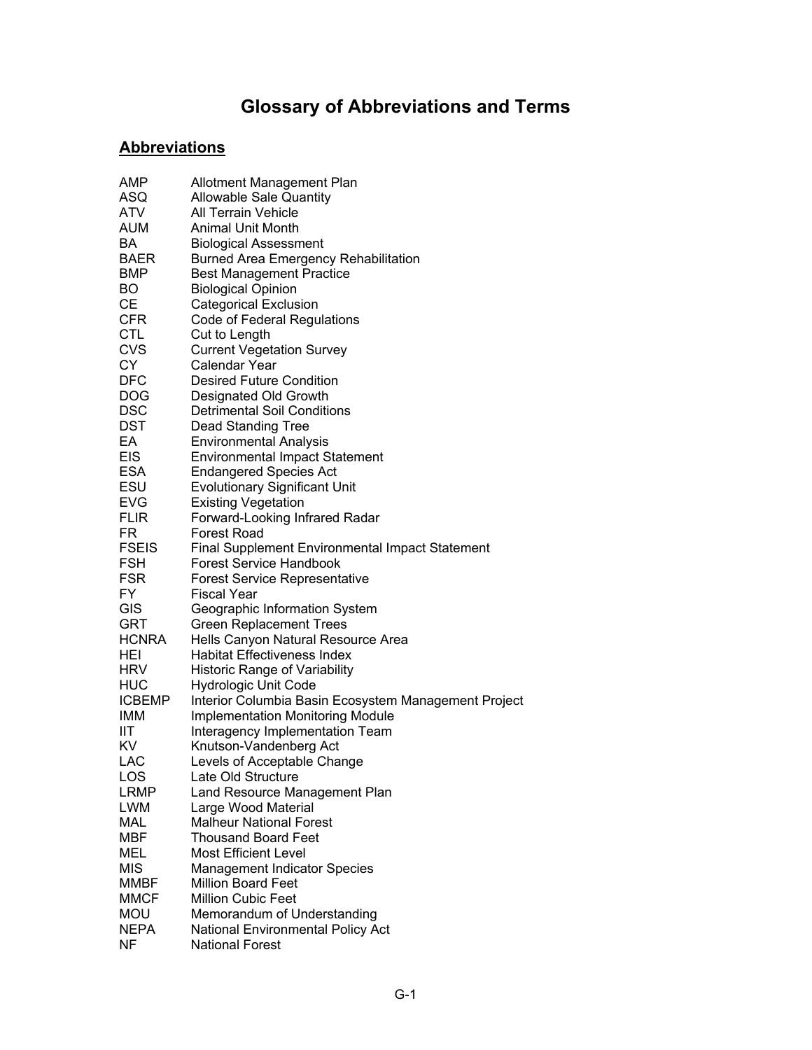# Glossary of Abbreviations and Terms

## Abbreviations

| | |
|---|---|
| AMP | Allotment Management Plan |
| ASQ | Allowable Sale Quantity |
| ATV | All Terrain Vehicle |
| AUM | Animal Unit Month |
| BA | Biological Assessment |
| BAER | Burned Area Emergency Rehabilitation |
| BMP | Best Management Practice |
| BO | Biological Opinion |
| CE | Categorical Exclusion |
| CFR | Code of Federal Regulations |
| CTL | Cut to Length |
| CVS | Current Vegetation Survey |
| CY | Calendar Year |
| DFC | Desired Future Condition |
| DOG | Designated Old Growth |
| DSC | Detrimental Soil Conditions |
| DST | Dead Standing Tree |
| EA | Environmental Analysis |
| EIS | Environmental Impact Statement |
| ESA | Endangered Species Act |
| ESU | Evolutionary Significant Unit |
| EVG | Existing Vegetation |
| FLIR | Forward-Looking Infrared Radar |
| FR | Forest Road |
| FSEIS | Final Supplement Environmental Impact Statement |
| FSH | Forest Service Handbook |
| FSR | Forest Service Representative |
| FY | Fiscal Year |
| GIS | Geographic Information System |
| GRT | Green Replacement Trees |
| HCNRA | Hells Canyon Natural Resource Area |
| HEI | Habitat Effectiveness Index |
| HRV | Historic Range of Variability |
| HUC | Hydrologic Unit Code |
| ICBEMP | Interior Columbia Basin Ecosystem Management Project |
| IMM | Implementation Monitoring Module |
| IIT | Interagency Implementation Team |
| KV | Knutson-Vandenberg Act |
| LAC | Levels of Acceptable Change |
| LOS | Late Old Structure |
| LRMP | Land Resource Management Plan |
| LWM | Large Wood Material |
| MAL | Malheur National Forest |
| MBF | Thousand Board Feet |
| MEL | Most Efficient Level |
| MIS | Management Indicator Species |
| MMBF | Million Board Feet |
| MMCF | Million Cubic Feet |
| MOU | Memorandum of Understanding |
| NEPA | National Environmental Policy Act |
| NF | National Forest |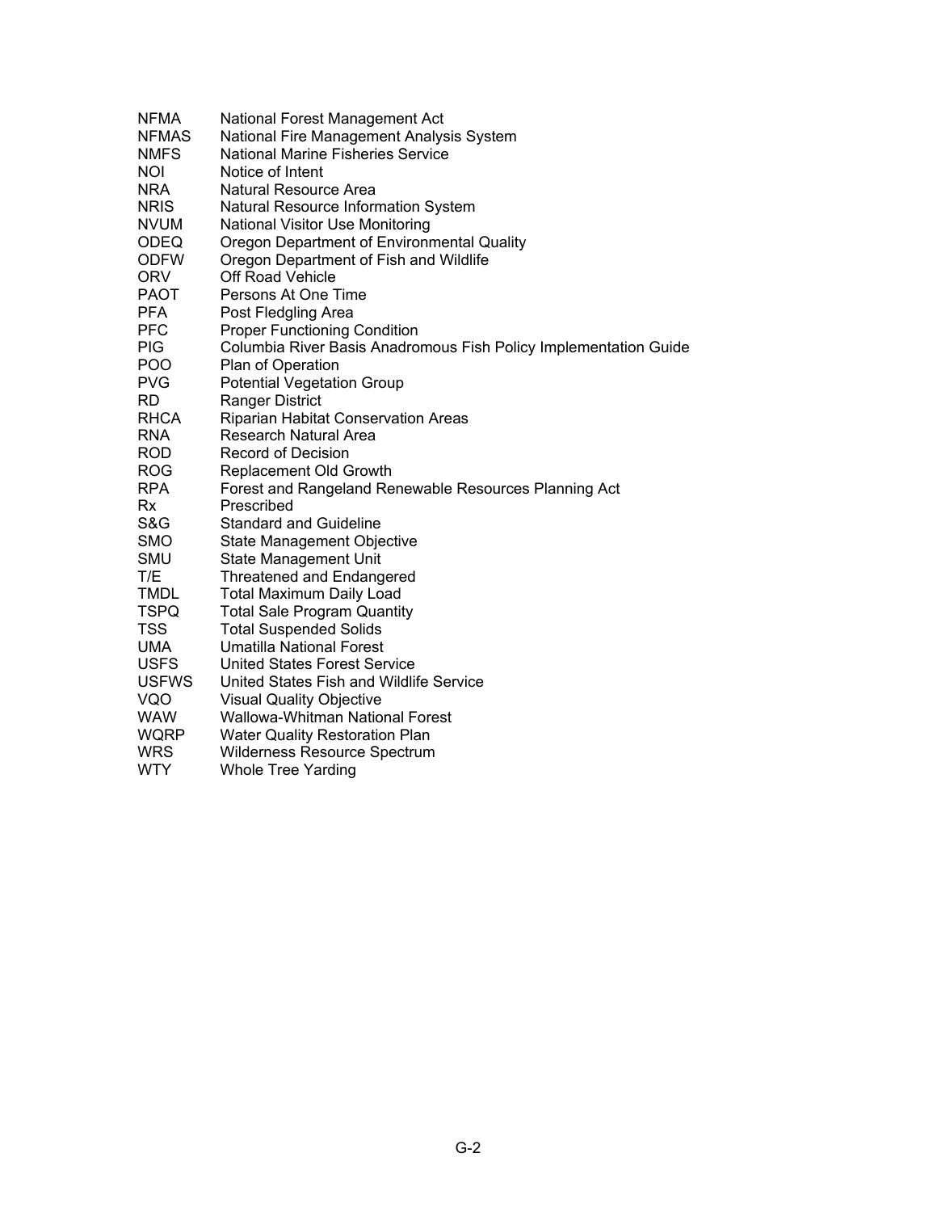| | |
|---|---|
| NFMA | National Forest Management Act |
| NFMAS | National Fire Management Analysis System |
| NMFS | National Marine Fisheries Service |
| NOI | Notice of Intent |
| NRA | Natural Resource Area |
| NRIS | Natural Resource Information System |
| NVUM | National Visitor Use Monitoring |
| ODEQ | Oregon Department of Environmental Quality |
| ODFW | Oregon Department of Fish and Wildlife |
| ORV | Off Road Vehicle |
| PAOT | Persons At One Time |
| PFA | Post Fledgling Area |
| PFC | Proper Functioning Condition |
| PIG | Columbia River Basis Anadromous Fish Policy Implementation Guide |
| POO | Plan of Operation |
| PVG | Potential Vegetation Group |
| RD | Ranger District |
| RHCA | Riparian Habitat Conservation Areas |
| RNA | Research Natural Area |
| ROD | Record of Decision |
| ROG | Replacement Old Growth |
| RPA | Forest and Rangeland Renewable Resources Planning Act |
| Rx | Prescribed |
| S&G | Standard and Guideline |
| SMO | State Management Objective |
| SMU | State Management Unit |
| T/E | Threatened and Endangered |
| TMDL | Total Maximum Daily Load |
| TSPQ | Total Sale Program Quantity |
| TSS | Total Suspended Solids |
| UMA | Umatilla National Forest |
| USFS | United States Forest Service |
| USFWS | United States Fish and Wildlife Service |
| VQO | Visual Quality Objective |
| WAW | Wallowa-Whitman National Forest |
| WQRP | Water Quality Restoration Plan |
| WRS | Wilderness Resource Spectrum |
| WTY | Whole Tree Yarding |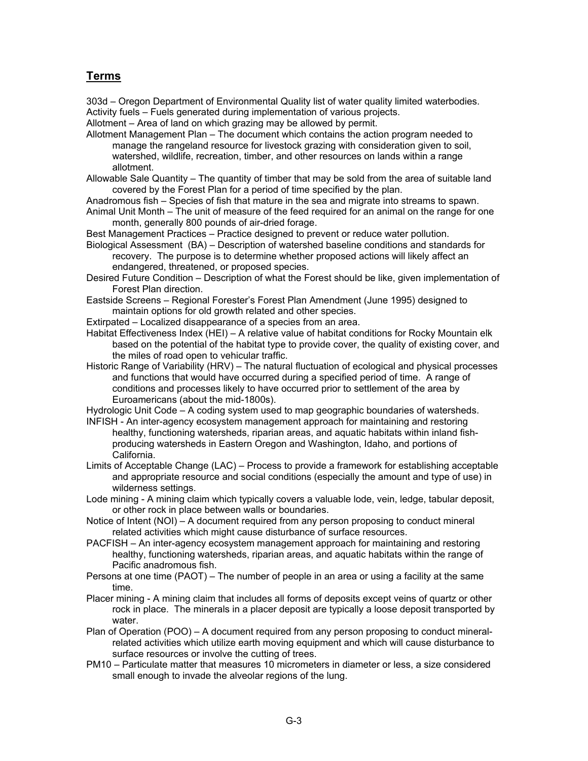## Terms

303d – Oregon Department of Environmental Quality list of water quality limited waterbodies.

Activity fuels – Fuels generated during implementation of various projects.

Allotment – Area of land on which grazing may be allowed by permit.

Allotment Management Plan – The document which contains the action program needed to manage the rangeland resource for livestock grazing with consideration given to soil, watershed, wildlife, recreation, timber, and other resources on lands within a range allotment.

Allowable Sale Quantity – The quantity of timber that may be sold from the area of suitable land covered by the Forest Plan for a period of time specified by the plan.

Anadromous fish – Species of fish that mature in the sea and migrate into streams to spawn.

Animal Unit Month – The unit of measure of the feed required for an animal on the range for one month, generally 800 pounds of air-dried forage.

Best Management Practices – Practice designed to prevent or reduce water pollution.

Biological Assessment (BA) – Description of watershed baseline conditions and standards for recovery. The purpose is to determine whether proposed actions will likely affect an endangered, threatened, or proposed species.

Desired Future Condition – Description of what the Forest should be like, given implementation of Forest Plan direction.

Eastside Screens – Regional Forester's Forest Plan Amendment (June 1995) designed to maintain options for old growth related and other species.

Extirpated – Localized disappearance of a species from an area.

Habitat Effectiveness Index (HEI) – A relative value of habitat conditions for Rocky Mountain elk based on the potential of the habitat type to provide cover, the quality of existing cover, and the miles of road open to vehicular traffic.

Historic Range of Variability (HRV) – The natural fluctuation of ecological and physical processes and functions that would have occurred during a specified period of time. A range of conditions and processes likely to have occurred prior to settlement of the area by Euroamericans (about the mid-1800s).

Hydrologic Unit Code – A coding system used to map geographic boundaries of watersheds.

INFISH - An inter-agency ecosystem management approach for maintaining and restoring healthy, functioning watersheds, riparian areas, and aquatic habitats within inland fish-producing watersheds in Eastern Oregon and Washington, Idaho, and portions of California.

Limits of Acceptable Change (LAC) – Process to provide a framework for establishing acceptable and appropriate resource and social conditions (especially the amount and type of use) in wilderness settings.

Lode mining - A mining claim which typically covers a valuable lode, vein, ledge, tabular deposit, or other rock in place between walls or boundaries.

Notice of Intent (NOI) – A document required from any person proposing to conduct mineral related activities which might cause disturbance of surface resources.

PACFISH – An inter-agency ecosystem management approach for maintaining and restoring healthy, functioning watersheds, riparian areas, and aquatic habitats within the range of Pacific anadromous fish.

Persons at one time (PAOT) – The number of people in an area or using a facility at the same time.

Placer mining - A mining claim that includes all forms of deposits except veins of quartz or other rock in place. The minerals in a placer deposit are typically a loose deposit transported by water.

Plan of Operation (POO) – A document required from any person proposing to conduct mineral-related activities which utilize earth moving equipment and which will cause disturbance to surface resources or involve the cutting of trees.

PM10 – Particulate matter that measures 10 micrometers in diameter or less, a size considered small enough to invade the alveolar regions of the lung.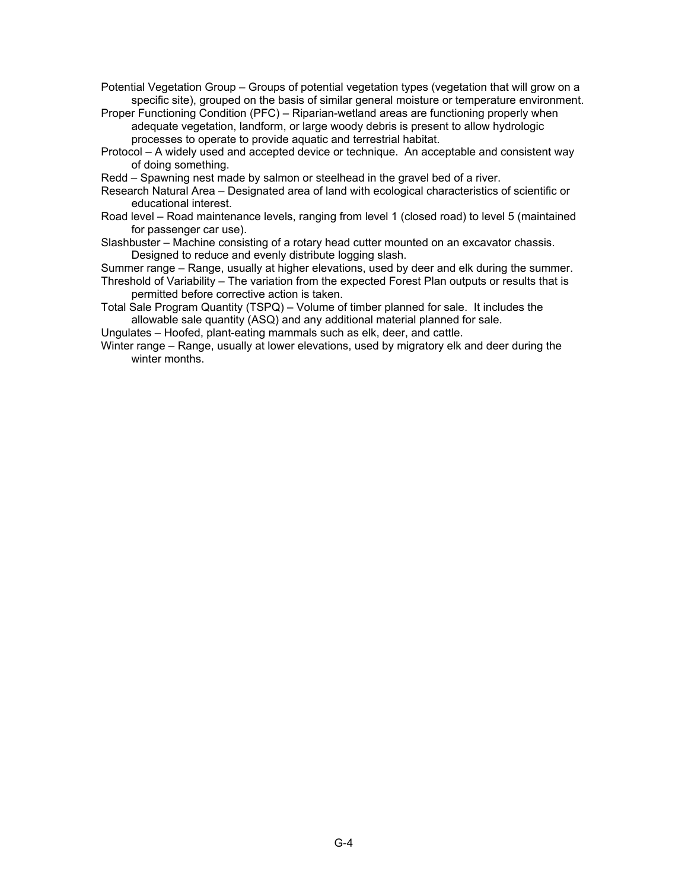Potential Vegetation Group – Groups of potential vegetation types (vegetation that will grow on a specific site), grouped on the basis of similar general moisture or temperature environment.

Proper Functioning Condition (PFC) – Riparian-wetland areas are functioning properly when adequate vegetation, landform, or large woody debris is present to allow hydrologic processes to operate to provide aquatic and terrestrial habitat.

Protocol – A widely used and accepted device or technique. An acceptable and consistent way of doing something.

Redd – Spawning nest made by salmon or steelhead in the gravel bed of a river.

Research Natural Area – Designated area of land with ecological characteristics of scientific or educational interest.

Road level – Road maintenance levels, ranging from level 1 (closed road) to level 5 (maintained for passenger car use).

Slashbuster – Machine consisting of a rotary head cutter mounted on an excavator chassis. Designed to reduce and evenly distribute logging slash.

Summer range – Range, usually at higher elevations, used by deer and elk during the summer.

Threshold of Variability – The variation from the expected Forest Plan outputs or results that is permitted before corrective action is taken.

Total Sale Program Quantity (TSPQ) – Volume of timber planned for sale. It includes the allowable sale quantity (ASQ) and any additional material planned for sale.

Ungulates – Hoofed, plant-eating mammals such as elk, deer, and cattle.

Winter range – Range, usually at lower elevations, used by migratory elk and deer during the winter months.